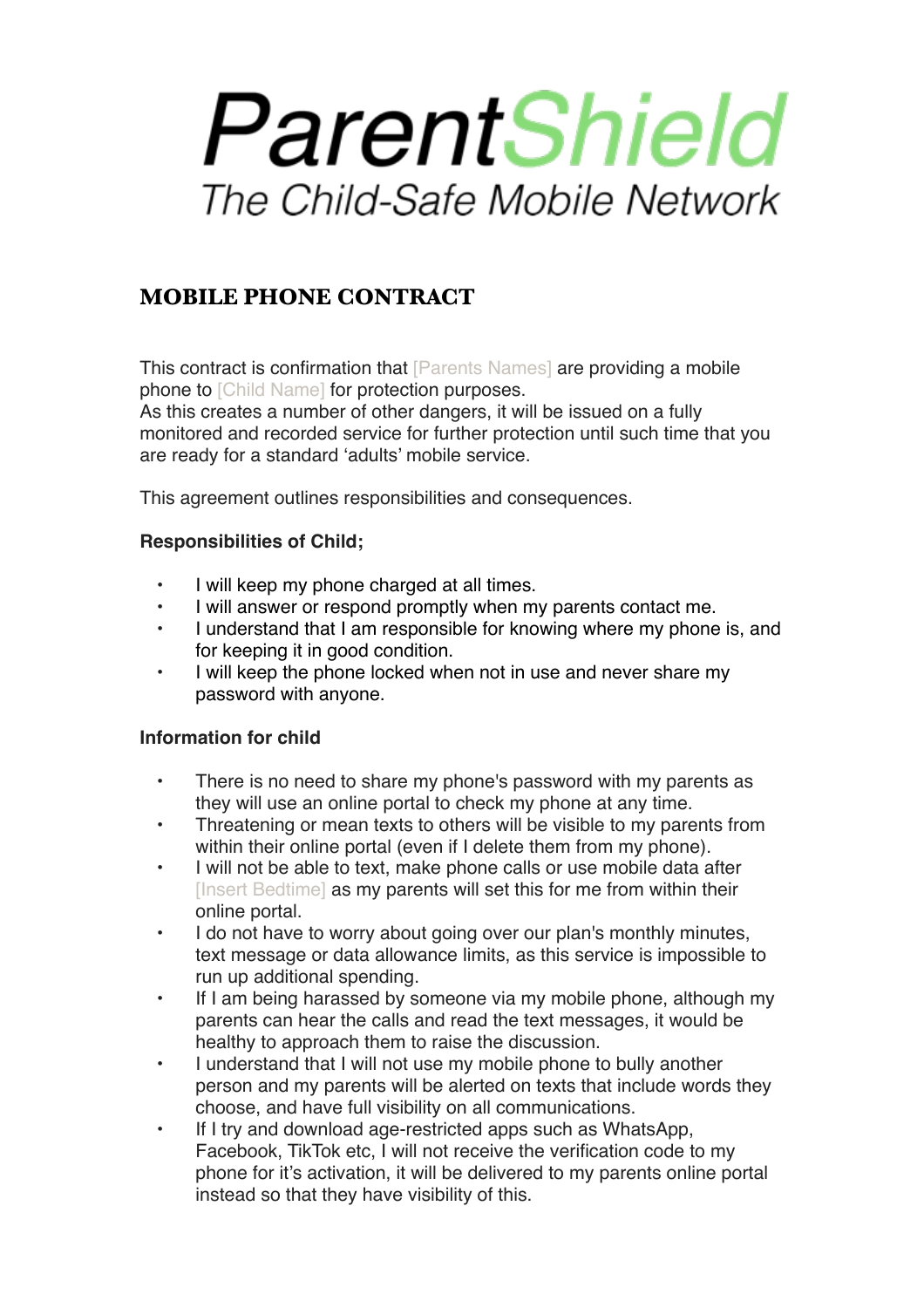# ParentShield

*The Child-Safe Mobile Network*

## MOBILE PHONE CONTRACT

This contract is confirmation that [Parents Names] are providing a mobile phone to [Child Name] for protection purposes.
As this creates a number of other dangers, it will be issued on a fully monitored and recorded service for further protection until such time that you are ready for a standard 'adults' mobile service.

This agreement outlines responsibilities and consequences.

**Responsibilities of Child;**

- I will keep my phone charged at all times.
- I will answer or respond promptly when my parents contact me.
- I understand that I am responsible for knowing where my phone is, and for keeping it in good condition.
- I will keep the phone locked when not in use and never share my password with anyone.

**Information for child**

- There is no need to share my phone's password with my parents as they will use an online portal to check my phone at any time.
- Threatening or mean texts to others will be visible to my parents from within their online portal (even if I delete them from my phone).
- I will not be able to text, make phone calls or use mobile data after [Insert Bedtime] as my parents will set this for me from within their online portal.
- I do not have to worry about going over our plan's monthly minutes, text message or data allowance limits, as this service is impossible to run up additional spending.
- If I am being harassed by someone via my mobile phone, although my parents can hear the calls and read the text messages, it would be healthy to approach them to raise the discussion.
- I understand that I will not use my mobile phone to bully another person and my parents will be alerted on texts that include words they choose, and have full visibility on all communications.
- If I try and download age-restricted apps such as WhatsApp, Facebook, TikTok etc, I will not receive the verification code to my phone for it's activation, it will be delivered to my parents online portal instead so that they have visibility of this.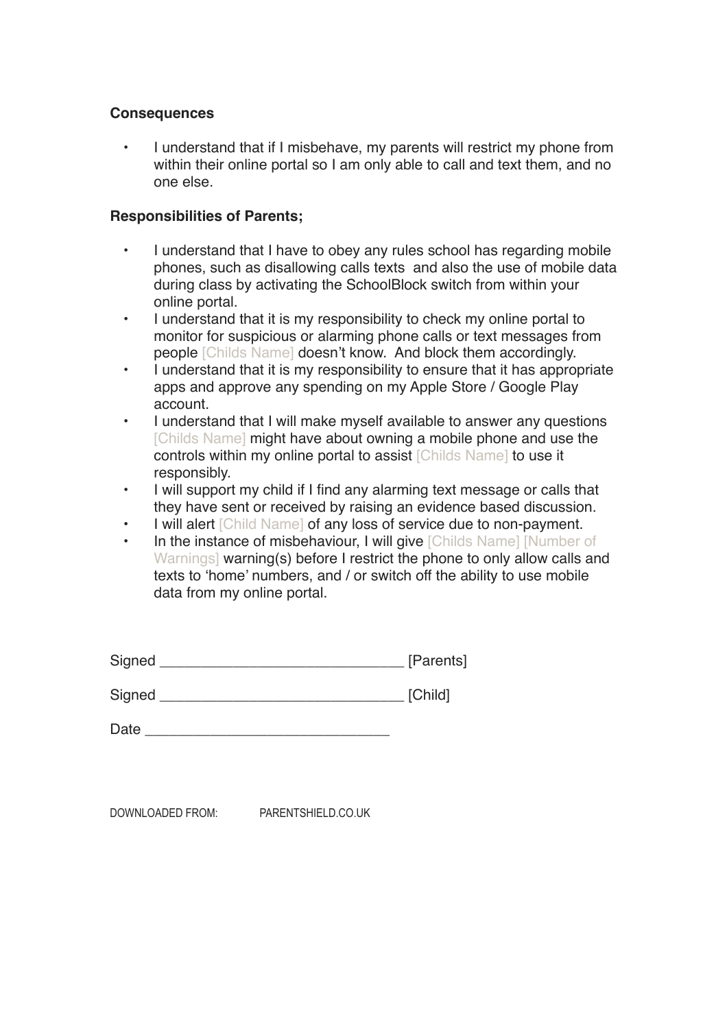**Consequences**

- I understand that if I misbehave, my parents will restrict my phone from within their online portal so I am only able to call and text them, and no one else.

**Responsibilities of Parents;**

- I understand that I have to obey any rules school has regarding mobile phones, such as disallowing calls texts  and also the use of mobile data during class by activating the SchoolBlock switch from within your online portal.
- I understand that it is my responsibility to check my online portal to monitor for suspicious or alarming phone calls or text messages from people [Childs Name] doesn't know.  And block them accordingly.
- I understand that it is my responsibility to ensure that it has appropriate apps and approve any spending on my Apple Store / Google Play account.
- I understand that I will make myself available to answer any questions [Childs Name] might have about owning a mobile phone and use the controls within my online portal to assist [Childs Name] to use it responsibly.
- I will support my child if I find any alarming text message or calls that they have sent or received by raising an evidence based discussion.
- I will alert [Child Name] of any loss of service due to non-payment.
- In the instance of misbehaviour, I will give [Childs Name] [Number of Warnings] warning(s) before I restrict the phone to only allow calls and texts to 'home' numbers, and / or switch off the ability to use mobile data from my online portal.

Signed ______________________________ [Parents]

Signed ______________________________ [Child]

Date ______________________________

DOWNLOADED FROM: PARENTSHIELD.CO.UK